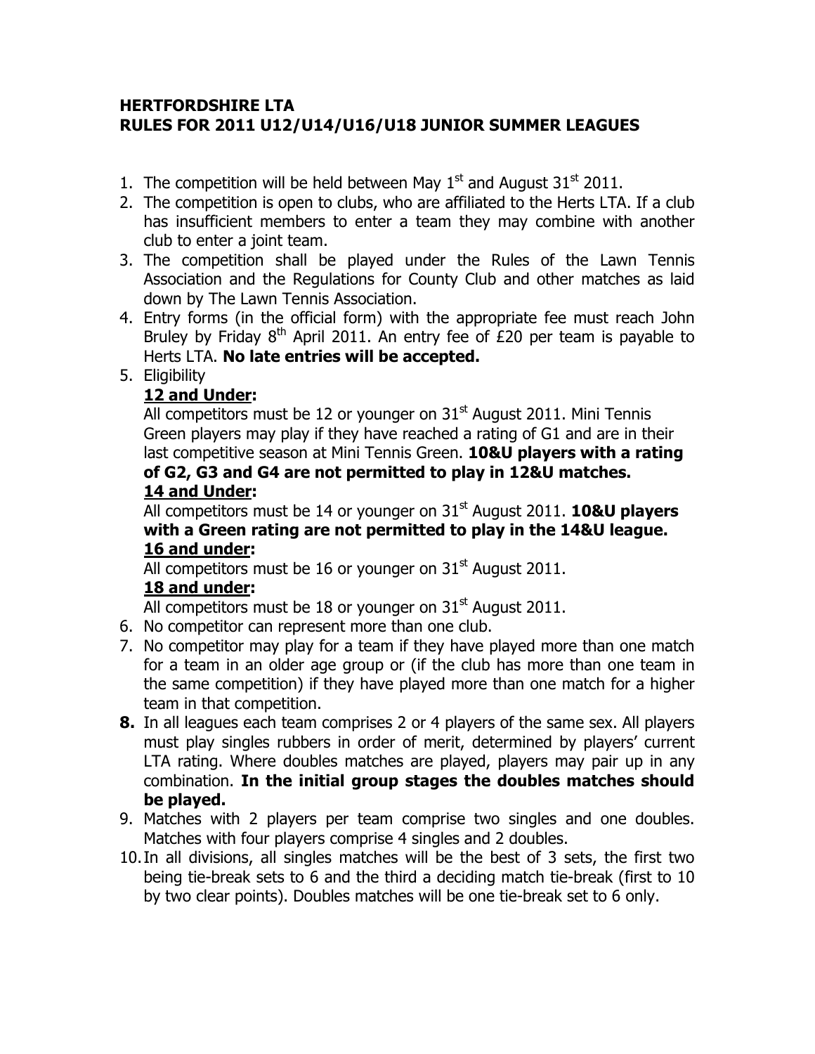# HERTFORDSHIRE LTA
# RULES FOR 2011 U12/U14/U16/U18 JUNIOR SUMMER LEAGUES

1. The competition will be held between May 1st and August 31st 2011.
2. The competition is open to clubs, who are affiliated to the Herts LTA. If a club has insufficient members to enter a team they may combine with another club to enter a joint team.
3. The competition shall be played under the Rules of the Lawn Tennis Association and the Regulations for County Club and other matches as laid down by The Lawn Tennis Association.
4. Entry forms (in the official form) with the appropriate fee must reach John Bruley by Friday 8th April 2011. An entry fee of £20 per team is payable to Herts LTA. **No late entries will be accepted.**
5. Eligibility

   **<u>12 and Under</u>:**
   All competitors must be 12 or younger on 31st August 2011. Mini Tennis Green players may play if they have reached a rating of G1 and are in their last competitive season at Mini Tennis Green. **10&U players with a rating of G2, G3 and G4 are not permitted to play in 12&U matches.**

   **<u>14 and Under</u>:**
   All competitors must be 14 or younger on 31st August 2011. **10&U players with a Green rating are not permitted to play in the 14&U league.**

   **<u>16 and under</u>:**
   All competitors must be 16 or younger on 31st August 2011.

   **<u>18 and under</u>:**
   All competitors must be 18 or younger on 31st August 2011.
6. No competitor can represent more than one club.
7. No competitor may play for a team if they have played more than one match for a team in an older age group or (if the club has more than one team in the same competition) if they have played more than one match for a higher team in that competition.
8. In all leagues each team comprises 2 or 4 players of the same sex. All players must play singles rubbers in order of merit, determined by players' current LTA rating. Where doubles matches are played, players may pair up in any combination. **In the initial group stages the doubles matches should be played.**
9. Matches with 2 players per team comprise two singles and one doubles. Matches with four players comprise 4 singles and 2 doubles.
10. In all divisions, all singles matches will be the best of 3 sets, the first two being tie-break sets to 6 and the third a deciding match tie-break (first to 10 by two clear points). Doubles matches will be one tie-break set to 6 only.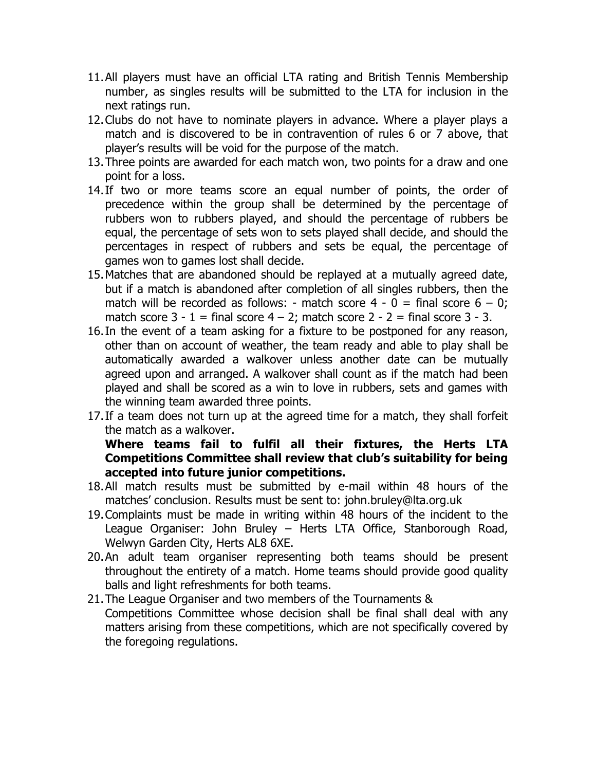11. All players must have an official LTA rating and British Tennis Membership number, as singles results will be submitted to the LTA for inclusion in the next ratings run.
12. Clubs do not have to nominate players in advance. Where a player plays a match and is discovered to be in contravention of rules 6 or 7 above, that player's results will be void for the purpose of the match.
13. Three points are awarded for each match won, two points for a draw and one point for a loss.
14. If two or more teams score an equal number of points, the order of precedence within the group shall be determined by the percentage of rubbers won to rubbers played, and should the percentage of rubbers be equal, the percentage of sets won to sets played shall decide, and should the percentages in respect of rubbers and sets be equal, the percentage of games won to games lost shall decide.
15. Matches that are abandoned should be replayed at a mutually agreed date, but if a match is abandoned after completion of all singles rubbers, then the match will be recorded as follows: - match score 4 - 0 = final score 6 – 0; match score 3 - 1 = final score 4 – 2; match score 2 - 2 = final score 3 - 3.
16. In the event of a team asking for a fixture to be postponed for any reason, other than on account of weather, the team ready and able to play shall be automatically awarded a walkover unless another date can be mutually agreed upon and arranged. A walkover shall count as if the match had been played and shall be scored as a win to love in rubbers, sets and games with the winning team awarded three points.
17. If a team does not turn up at the agreed time for a match, they shall forfeit the match as a walkover.
    **Where teams fail to fulfil all their fixtures, the Herts LTA Competitions Committee shall review that club's suitability for being accepted into future junior competitions.**
18. All match results must be submitted by e-mail within 48 hours of the matches' conclusion. Results must be sent to: john.bruley@lta.org.uk
19. Complaints must be made in writing within 48 hours of the incident to the League Organiser: John Bruley – Herts LTA Office, Stanborough Road, Welwyn Garden City, Herts AL8 6XE.
20. An adult team organiser representing both teams should be present throughout the entirety of a match. Home teams should provide good quality balls and light refreshments for both teams.
21. The League Organiser and two members of the Tournaments & Competitions Committee whose decision shall be final shall deal with any matters arising from these competitions, which are not specifically covered by the foregoing regulations.